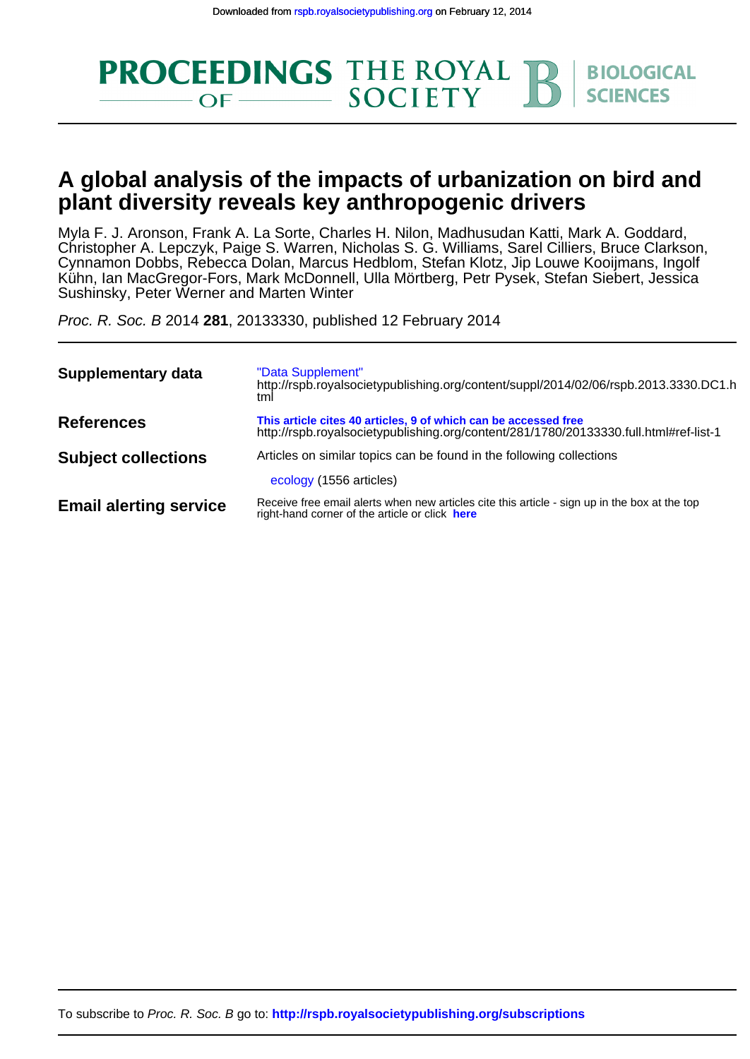Downloaded from rspb.royalsocietypublishing.org on February 12, 2014

**PROCEEDINGS OF THE ROYAL SOCIETY B | BIOLOGICAL SCIENCES**

# A global analysis of the impacts of urbanization on bird and plant diversity reveals key anthropogenic drivers

Myla F. J. Aronson, Frank A. La Sorte, Charles H. Nilon, Madhusudan Katti, Mark A. Goddard, Christopher A. Lepczyk, Paige S. Warren, Nicholas S. G. Williams, Sarel Cilliers, Bruce Clarkson, Cynnamon Dobbs, Rebecca Dolan, Marcus Hedblom, Stefan Klotz, Jip Louwe Kooijmans, Ingolf Kühn, Ian MacGregor-Fors, Mark McDonnell, Ulla Mörtberg, Petr Pysek, Stefan Siebert, Jessica Sushinsky, Peter Werner and Marten Winter

*Proc. R. Soc. B* 2014 **281**, 20133330, published 12 February 2014

| | |
|---|---|
| **Supplementary data** | "Data Supplement" http://rspb.royalsocietypublishing.org/content/suppl/2014/02/06/rspb.2013.3330.DC1.html |
| **References** | **This article cites 40 articles, 9 of which can be accessed free** http://rspb.royalsocietypublishing.org/content/281/1780/20133330.full.html#ref-list-1 |
| **Subject collections** | Articles on similar topics can be found in the following collections<br>ecology (1556 articles) |
| **Email alerting service** | Receive free email alerts when new articles cite this article - sign up in the box at the top right-hand corner of the article or click **here** |

To subscribe to *Proc. R. Soc. B* go to: **http://rspb.royalsocietypublishing.org/subscriptions**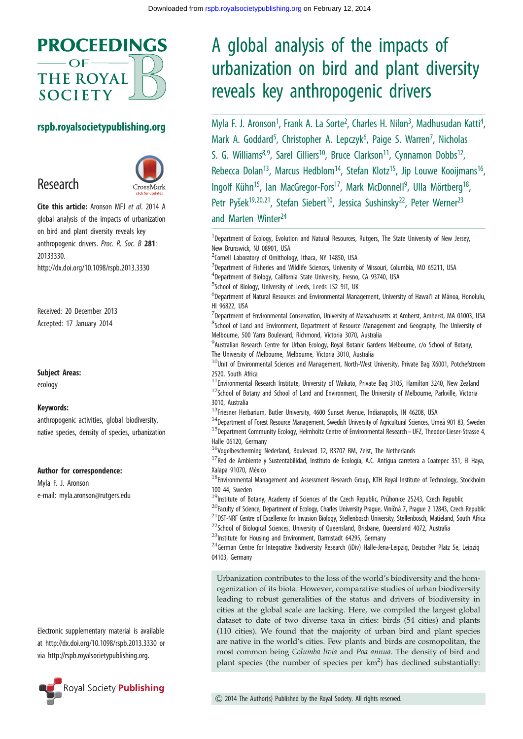# A global analysis of the impacts of urbanization on bird and plant diversity reveals key anthropogenic drivers

Myla F. J. Aronson[1], Frank A. La Sorte[2], Charles H. Nilon[3], Madhusudan Katti[4], Mark A. Goddard[5], Christopher A. Lepczyk[6], Paige S. Warren[7], Nicholas S. G. Williams[8,9], Sarel Cilliers[10], Bruce Clarkson[11], Cynnamon Dobbs[12], Rebecca Dolan[13], Marcus Hedblom[14], Stefan Klotz[15], Jip Louwe Kooijmans[16], Ingolf Kühn[15], Ian MacGregor-Fors[17], Mark McDonnell[9], Ulla Mörtberg[18], Petr Pyšek[19,20,21], Stefan Siebert[10], Jessica Sushinsky[22], Peter Werner[23] and Marten Winter[24]

[1]Department of Ecology, Evolution and Natural Resources, Rutgers, The State University of New Jersey, New Brunswick, NJ 08901, USA
[2]Cornell Laboratory of Ornithology, Ithaca, NY 14850, USA
[3]Department of Fisheries and Wildlife Sciences, University of Missouri, Columbia, MO 65211, USA
[4]Department of Biology, California State University, Fresno, CA 93740, USA
[5]School of Biology, University of Leeds, Leeds LS2 9JT, UK
[6]Department of Natural Resources and Environmental Management, University of Hawai'i at Mānoa, Honolulu, HI 96822, USA
[7]Department of Environmental Conservation, University of Massachusetts at Amherst, Amherst, MA 01003, USA
[8]School of Land and Environment, Department of Resource Management and Geography, The University of Melbourne, 500 Yarra Boulevard, Richmond, Victoria 3070, Australia
[9]Australian Research Centre for Urban Ecology, Royal Botanic Gardens Melbourne, c/o School of Botany, The University of Melbourne, Melbourne, Victoria 3010, Australia
[10]Unit of Environmental Sciences and Management, North-West University, Private Bag X6001, Potchefstroom 2520, South Africa
[11]Environmental Research Institute, University of Waikato, Private Bag 3105, Hamilton 3240, New Zealand
[12]School of Botany and School of Land and Environment, The University of Melbourne, Parkville, Victoria 3010, Australia
[13]Friesner Herbarium, Butler University, 4600 Sunset Avenue, Indianapolis, IN 46208, USA
[14]Department of Forest Resource Management, Swedish University of Agricultural Sciences, Umeå 901 83, Sweden
[15]Department Community Ecology, Helmholtz Centre of Environmental Research – UFZ, Theodor-Lieser-Strasse 4, Halle 06120, Germany
[16]Vogelbescherming Nederland, Boulevard 12, B3707 BM, Zeist, The Netherlands
[17]Red de Ambiente y Sustentabilidad, Instituto de Ecología, A.C. Antigua carretera a Coatepec 351, El Haya, Xalapa 91070, México
[18]Environmental Management and Assessment Research Group, KTH Royal Institute of Technology, Stockholm 100 44, Sweden
[19]Institute of Botany, Academy of Sciences of the Czech Republic, Průhonice 25243, Czech Republic
[20]Faculty of Science, Department of Ecology, Charles University Prague, Viničná 7, Prague 2 12843, Czech Republic
[21]DST-NRF Centre of Excellence for Invasion Biology, Stellenbosch University, Stellenbosch, Matieland, South Africa
[22]School of Biological Sciences, University of Queensland, Brisbane, Queensland 4072, Australia
[23]Institute for Housing and Environment, Darmstadt 64295, Germany
[24]German Centre for Integrative Biodiversity Research (iDiv) Halle-Jena-Leipzig, Deutscher Platz 5e, Leipzig 04103, Germany

**Research**

**Cite this article:** Aronson MFJ *et al.* 2014 A global analysis of the impacts of urbanization on bird and plant diversity reveals key anthropogenic drivers. *Proc. R. Soc. B* **281**: 20133330.
http://dx.doi.org/10.1098/rspb.2013.3330

Received: 20 December 2013
Accepted: 17 January 2014

**Subject Areas:**
ecology

**Keywords:**
anthropogenic activities, global biodiversity, native species, density of species, urbanization

**Author for correspondence:**
Myla F. J. Aronson
e-mail: myla.aronson@rutgers.edu

Electronic supplementary material is available at http://dx.doi.org/10.1098/rspb.2013.3330 or via http://rspb.royalsocietypublishing.org.

Urbanization contributes to the loss of the world's biodiversity and the homogenization of its biota. However, comparative studies of urban biodiversity leading to robust generalities of the status and drivers of biodiversity in cities at the global scale are lacking. Here, we compiled the largest global dataset to date of two diverse taxa in cities: birds (54 cities) and plants (110 cities). We found that the majority of urban bird and plant species are native in the world's cities. Few plants and birds are cosmopolitan, the most common being *Columba livia* and *Poa annua*. The density of bird and plant species (the number of species per km$^2$) has declined substantially:

© 2014 The Author(s) Published by the Royal Society. All rights reserved.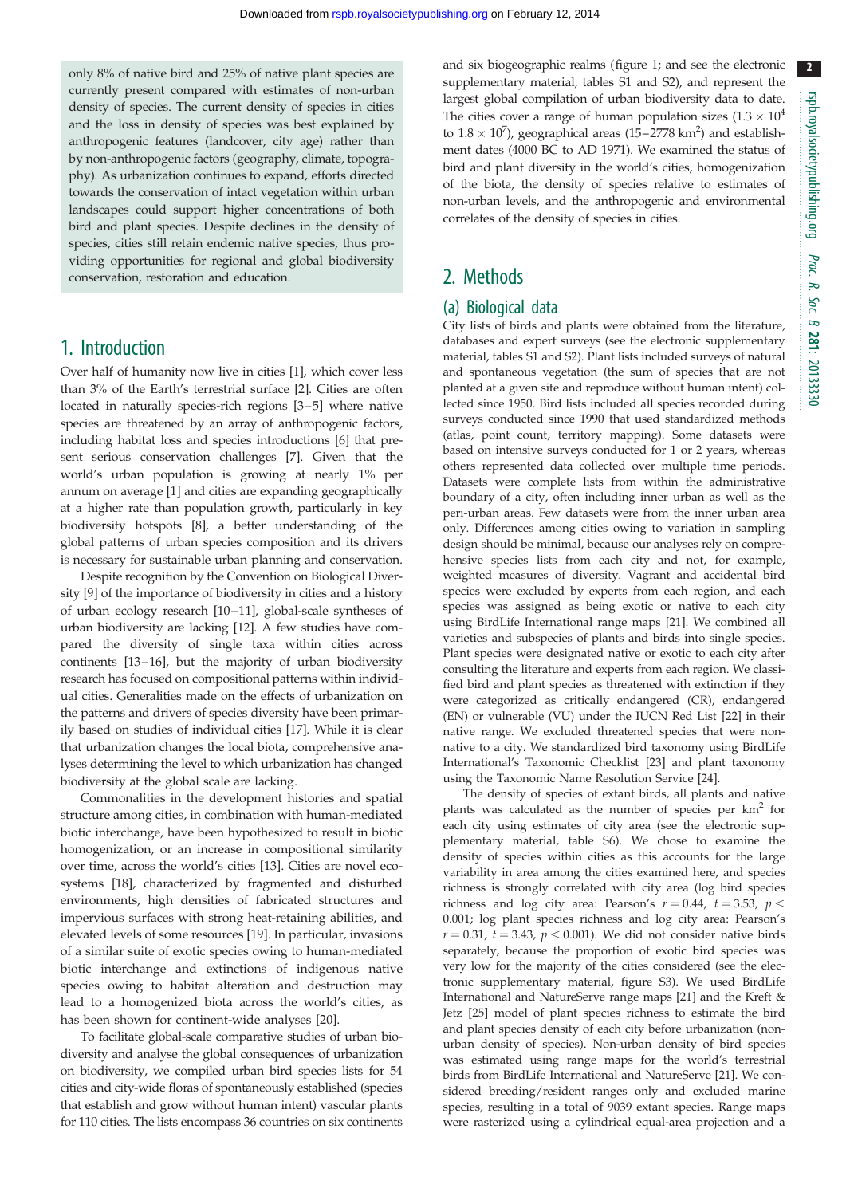only 8% of native bird and 25% of native plant species are currently present compared with estimates of non-urban density of species. The current density of species in cities and the loss in density of species was best explained by anthropogenic features (landcover, city age) rather than by non-anthropogenic factors (geography, climate, topography). As urbanization continues to expand, efforts directed towards the conservation of intact vegetation within urban landscapes could support higher concentrations of both bird and plant species. Despite declines in the density of species, cities still retain endemic native species, thus providing opportunities for regional and global biodiversity conservation, restoration and education.

## 1. Introduction

Over half of humanity now live in cities [1], which cover less than 3% of the Earth's terrestrial surface [2]. Cities are often located in naturally species-rich regions [3–5] where native species are threatened by an array of anthropogenic factors, including habitat loss and species introductions [6] that present serious conservation challenges [7]. Given that the world's urban population is growing at nearly 1% per annum on average [1] and cities are expanding geographically at a higher rate than population growth, particularly in key biodiversity hotspots [8], a better understanding of the global patterns of urban species composition and its drivers is necessary for sustainable urban planning and conservation.

Despite recognition by the Convention on Biological Diversity [9] of the importance of biodiversity in cities and a history of urban ecology research [10–11], global-scale syntheses of urban biodiversity are lacking [12]. A few studies have compared the diversity of single taxa within cities across continents [13–16], but the majority of urban biodiversity research has focused on compositional patterns within individual cities. Generalities made on the effects of urbanization on the patterns and drivers of species diversity have been primarily based on studies of individual cities [17]. While it is clear that urbanization changes the local biota, comprehensive analyses determining the level to which urbanization has changed biodiversity at the global scale are lacking.

Commonalities in the development histories and spatial structure among cities, in combination with human-mediated biotic interchange, have been hypothesized to result in biotic homogenization, or an increase in compositional similarity over time, across the world's cities [13]. Cities are novel ecosystems [18], characterized by fragmented and disturbed environments, high densities of fabricated structures and impervious surfaces with strong heat-retaining abilities, and elevated levels of some resources [19]. In particular, invasions of a similar suite of exotic species owing to human-mediated biotic interchange and extinctions of indigenous native species owing to habitat alteration and destruction may lead to a homogenized biota across the world's cities, as has been shown for continent-wide analyses [20].

To facilitate global-scale comparative studies of urban biodiversity and analyse the global consequences of urbanization on biodiversity, we compiled urban bird species lists for 54 cities and city-wide floras of spontaneously established (species that establish and grow without human intent) vascular plants for 110 cities. The lists encompass 36 countries on six continents and six biogeographic realms (figure 1; and see the electronic supplementary material, tables S1 and S2), and represent the largest global compilation of urban biodiversity data to date. The cities cover a range of human population sizes ($1.3 \times 10^4$ to $1.8 \times 10^7$), geographical areas (15–2778 km$^2$) and establishment dates (4000 BC to AD 1971). We examined the status of bird and plant diversity in the world's cities, homogenization of the biota, the density of species relative to estimates of non-urban levels, and the anthropogenic and environmental correlates of the density of species in cities.

## 2. Methods

### (a) Biological data

City lists of birds and plants were obtained from the literature, databases and expert surveys (see the electronic supplementary material, tables S1 and S2). Plant lists included surveys of natural and spontaneous vegetation (the sum of species that are not planted at a given site and reproduce without human intent) collected since 1950. Bird lists included all species recorded during surveys conducted since 1990 that used standardized methods (atlas, point count, territory mapping). Some datasets were based on intensive surveys conducted for 1 or 2 years, whereas others represented data collected over multiple time periods. Datasets were complete lists from within the administrative boundary of a city, often including inner urban as well as the peri-urban areas. Few datasets were from the inner urban area only. Differences among cities owing to variation in sampling design should be minimal, because our analyses rely on comprehensive species lists from each city and not, for example, weighted measures of diversity. Vagrant and accidental bird species were excluded by experts from each region, and each species was assigned as being exotic or native to each city using BirdLife International range maps [21]. We combined all varieties and subspecies of plants and birds into single species. Plant species were designated native or exotic to each city after consulting the literature and experts from each region. We classified bird and plant species as threatened with extinction if they were categorized as critically endangered (CR), endangered (EN) or vulnerable (VU) under the IUCN Red List [22] in their native range. We excluded threatened species that were non-native to a city. We standardized bird taxonomy using BirdLife International's Taxonomic Checklist [23] and plant taxonomy using the Taxonomic Name Resolution Service [24].

The density of species of extant birds, all plants and native plants was calculated as the number of species per km$^2$ for each city using estimates of city area (see the electronic supplementary material, table S6). We chose to examine the density of species within cities as this accounts for the large variability in area among the cities examined here, and species richness is strongly correlated with city area (log bird species richness and log city area: Pearson's $r = 0.44$, $t = 3.53$, $p < 0.001$; log plant species richness and log city area: Pearson's $r = 0.31$, $t = 3.43$, $p < 0.001$). We did not consider native birds separately, because the proportion of exotic bird species was very low for the majority of the cities considered (see the electronic supplementary material, figure S3). We used BirdLife International and NatureServe range maps [21] and the Kreft & Jetz [25] model of plant species richness to estimate the bird and plant species density of each city before urbanization (non-urban density of species). Non-urban density of bird species was estimated using range maps for the world's terrestrial birds from BirdLife International and NatureServe [21]. We considered breeding/resident ranges only and excluded marine species, resulting in a total of 9039 extant species. Range maps were rasterized using a cylindrical equal-area projection and a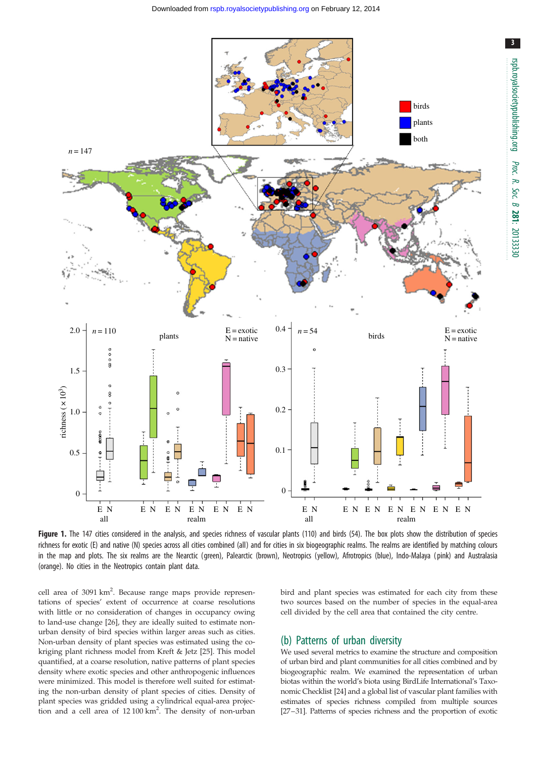**Figure 1.** The 147 cities considered in the analysis, and species richness of vascular plants (110) and birds (54). The box plots show the distribution of species richness for exotic (E) and native (N) species across all cities combined (all) and for cities in six biogeographic realms. The realms are identified by matching colours in the map and plots. The six realms are the Nearctic (green), Palearctic (brown), Neotropics (yellow), Afrotropics (blue), Indo-Malaya (pink) and Australasia (orange). No cities in the Neotropics contain plant data.

cell area of 3091 km$^2$. Because range maps provide representations of species' extent of occurrence at coarse resolutions with little or no consideration of changes in occupancy owing to land-use change [26], they are ideally suited to estimate non-urban density of bird species within larger areas such as cities. Non-urban density of plant species was estimated using the co-kriging plant richness model from Kreft & Jetz [25]. This model quantified, at a coarse resolution, native patterns of plant species density where exotic species and other anthropogenic influences were minimized. This model is therefore well suited for estimating the non-urban density of plant species of cities. Density of plant species was gridded using a cylindrical equal-area projection and a cell area of 12 100 km$^2$. The density of non-urban bird and plant species was estimated for each city from these two sources based on the number of species in the equal-area cell divided by the cell area that contained the city centre.

## (b) Patterns of urban diversity

We used several metrics to examine the structure and composition of urban bird and plant communities for all cities combined and by biogeographic realm. We examined the representation of urban biotas within the world's biota using BirdLife International's Taxonomic Checklist [24] and a global list of vascular plant families with estimates of species richness compiled from multiple sources [27–31]. Patterns of species richness and the proportion of exotic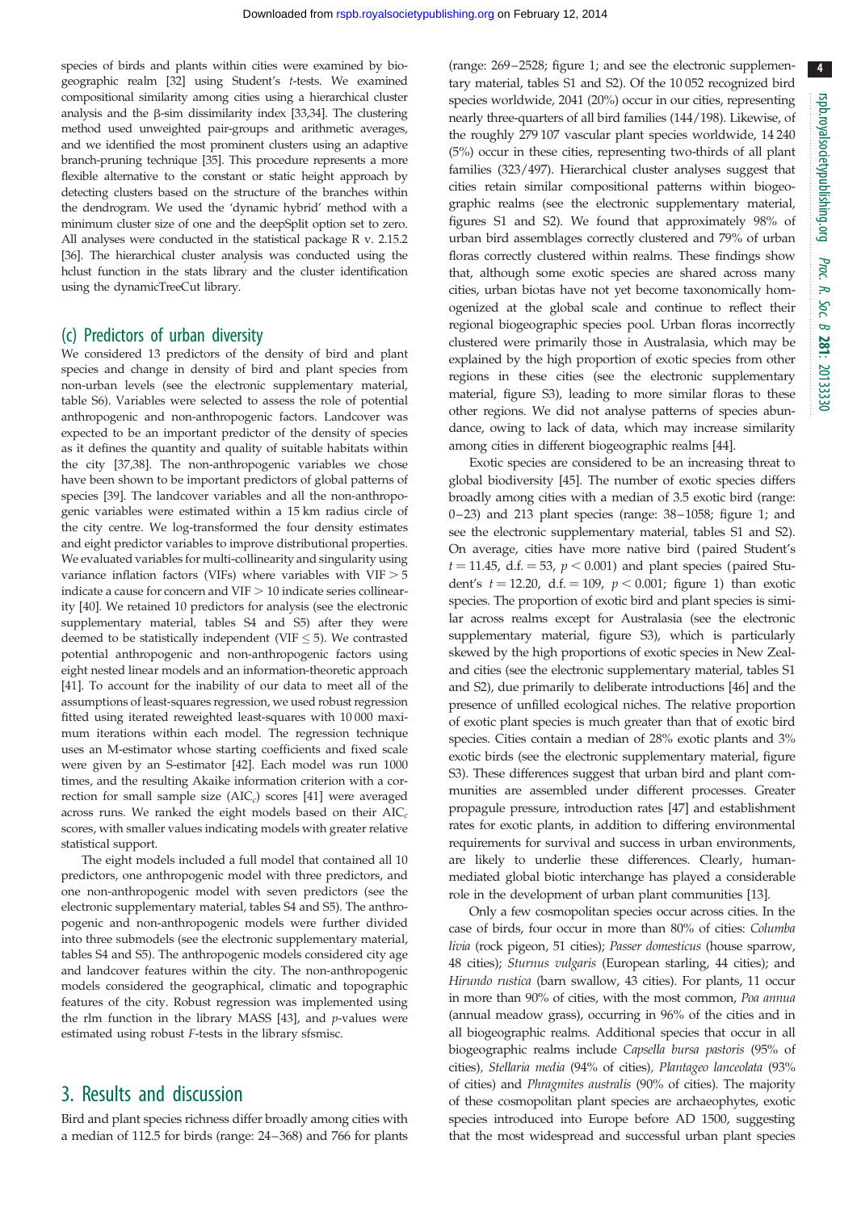species of birds and plants within cities were examined by biogeographic realm [32] using Student's *t*-tests. We examined compositional similarity among cities using a hierarchical cluster analysis and the β-sim dissimilarity index [33,34]. The clustering method used unweighted pair-groups and arithmetic averages, and we identified the most prominent clusters using an adaptive branch-pruning technique [35]. This procedure represents a more flexible alternative to the constant or static height approach by detecting clusters based on the structure of the branches within the dendrogram. We used the 'dynamic hybrid' method with a minimum cluster size of one and the deepSplit option set to zero. All analyses were conducted in the statistical package R v. 2.15.2 [36]. The hierarchical cluster analysis was conducted using the hclust function in the stats library and the cluster identification using the dynamicTreeCut library.

## (c) Predictors of urban diversity

We considered 13 predictors of the density of bird and plant species and change in density of bird and plant species from non-urban levels (see the electronic supplementary material, table S6). Variables were selected to assess the role of potential anthropogenic and non-anthropogenic factors. Landcover was expected to be an important predictor of the density of species as it defines the quantity and quality of suitable habitats within the city [37,38]. The non-anthropogenic variables we chose have been shown to be important predictors of global patterns of species [39]. The landcover variables and all the non-anthropogenic variables were estimated within a 15 km radius circle of the city centre. We log-transformed the four density estimates and eight predictor variables to improve distributional properties. We evaluated variables for multi-collinearity and singularity using variance inflation factors (VIFs) where variables with $\mathrm{VIF} > 5$ indicate a cause for concern and $\mathrm{VIF} > 10$ indicate series collinearity [40]. We retained 10 predictors for analysis (see the electronic supplementary material, tables S4 and S5) after they were deemed to be statistically independent ($\mathrm{VIF} \leq 5$). We contrasted potential anthropogenic and non-anthropogenic factors using eight nested linear models and an information-theoretic approach [41]. To account for the inability of our data to meet all of the assumptions of least-squares regression, we used robust regression fitted using iterated reweighted least-squares with 10 000 maximum iterations within each model. The regression technique uses an M-estimator whose starting coefficients and fixed scale were given by an S-estimator [42]. Each model was run 1000 times, and the resulting Akaike information criterion with a correction for small sample size ($\mathrm{AIC}_c$) scores [41] were averaged across runs. We ranked the eight models based on their $\mathrm{AIC}_c$ scores, with smaller values indicating models with greater relative statistical support.

The eight models included a full model that contained all 10 predictors, one anthropogenic model with three predictors, and one non-anthropogenic model with seven predictors (see the electronic supplementary material, tables S4 and S5). The anthropogenic and non-anthropogenic models were further divided into three submodels (see the electronic supplementary material, tables S4 and S5). The anthropogenic models considered city age and landcover features within the city. The non-anthropogenic models considered the geographical, climatic and topographic features of the city. Robust regression was implemented using the rlm function in the library MASS [43], and *p*-values were estimated using robust *F*-tests in the library sfsmisc.

# 3. Results and discussion

Bird and plant species richness differ broadly among cities with a median of 112.5 for birds (range: 24–368) and 766 for plants (range: 269–2528; figure 1; and see the electronic supplementary material, tables S1 and S2). Of the 10 052 recognized bird species worldwide, 2041 (20%) occur in our cities, representing nearly three-quarters of all bird families (144/198). Likewise, of the roughly 279 107 vascular plant species worldwide, 14 240 (5%) occur in these cities, representing two-thirds of all plant families (323/497). Hierarchical cluster analyses suggest that cities retain similar compositional patterns within biogeographic realms (see the electronic supplementary material, figures S1 and S2). We found that approximately 98% of urban bird assemblages correctly clustered and 79% of urban floras correctly clustered within realms. These findings show that, although some exotic species are shared across many cities, urban biotas have not yet become taxonomically homogenized at the global scale and continue to reflect their regional biogeographic species pool. Urban floras incorrectly clustered were primarily those in Australasia, which may be explained by the high proportion of exotic species from other regions in these cities (see the electronic supplementary material, figure S3), leading to more similar floras to these other regions. We did not analyse patterns of species abundance, owing to lack of data, which may increase similarity among cities in different biogeographic realms [44].

Exotic species are considered to be an increasing threat to global biodiversity [45]. The number of exotic species differs broadly among cities with a median of 3.5 exotic bird (range: 0–23) and 213 plant species (range: 38–1058; figure 1; and see the electronic supplementary material, tables S1 and S2). On average, cities have more native bird (paired Student's $t = 11.45$, d.f. $= 53$, $p < 0.001$) and plant species (paired Student's $t = 12.20$, d.f. $= 109$, $p < 0.001$; figure 1) than exotic species. The proportion of exotic bird and plant species is similar across realms except for Australasia (see the electronic supplementary material, figure S3), which is particularly skewed by the high proportions of exotic species in New Zealand cities (see the electronic supplementary material, tables S1 and S2), due primarily to deliberate introductions [46] and the presence of unfilled ecological niches. The relative proportion of exotic plant species is much greater than that of exotic bird species. Cities contain a median of 28% exotic plants and 3% exotic birds (see the electronic supplementary material, figure S3). These differences suggest that urban bird and plant communities are assembled under different processes. Greater propagule pressure, introduction rates [47] and establishment rates for exotic plants, in addition to differing environmental requirements for survival and success in urban environments, are likely to underlie these differences. Clearly, human-mediated global biotic interchange has played a considerable role in the development of urban plant communities [13].

Only a few cosmopolitan species occur across cities. In the case of birds, four occur in more than 80% of cities: *Columba livia* (rock pigeon, 51 cities); *Passer domesticus* (house sparrow, 48 cities); *Sturnus vulgaris* (European starling, 44 cities); and *Hirundo rustica* (barn swallow, 43 cities). For plants, 11 occur in more than 90% of cities, with the most common, *Poa annua* (annual meadow grass), occurring in 96% of the cities and in all biogeographic realms. Additional species that occur in all biogeographic realms include *Capsella bursa pastoris* (95% of cities), *Stellaria media* (94% of cities), *Plantageo lanceolata* (93% of cities) and *Phragmites australis* (90% of cities). The majority of these cosmopolitan plant species are archaeophytes, exotic species introduced into Europe before AD 1500, suggesting that the most widespread and successful urban plant species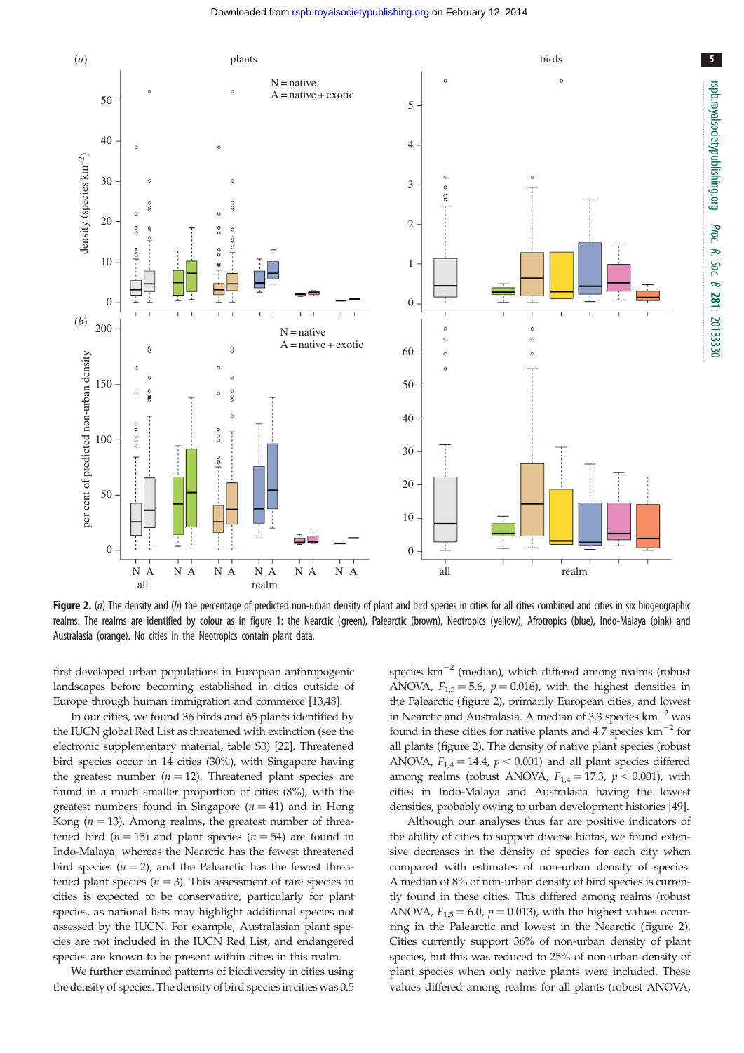**Figure 2.** (*a*) The density and (*b*) the percentage of predicted non-urban density of plant and bird species in cities for all cities combined and cities in six biogeographic realms. The realms are identified by colour as in figure 1: the Nearctic (green), Palearctic (brown), Neotropics (yellow), Afrotropics (blue), Indo-Malaya (pink) and Australasia (orange). No cities in the Neotropics contain plant data.

first developed urban populations in European anthropogenic landscapes before becoming established in cities outside of Europe through human immigration and commerce [13,48].

In our cities, we found 36 birds and 65 plants identified by the IUCN global Red List as threatened with extinction (see the electronic supplementary material, table S3) [22]. Threatened bird species occur in 14 cities (30%), with Singapore having the greatest number ($n = 12$). Threatened plant species are found in a much smaller proportion of cities (8%), with the greatest numbers found in Singapore ($n = 41$) and in Hong Kong ($n = 13$). Among realms, the greatest number of threatened bird ($n = 15$) and plant species ($n = 54$) are found in Indo-Malaya, whereas the Nearctic has the fewest threatened bird species ($n = 2$), and the Palearctic has the fewest threatened plant species ($n = 3$). This assessment of rare species in cities is expected to be conservative, particularly for plant species, as national lists may highlight additional species not assessed by the IUCN. For example, Australasian plant species are not included in the IUCN Red List, and endangered species are known to be present within cities in this realm.

We further examined patterns of biodiversity in cities using the density of species. The density of bird species in cities was 0.5 species km$^{-2}$ (median), which differed among realms (robust ANOVA, $F_{1,5} = 5.6$, $p = 0.016$), with the highest densities in the Palearctic (figure 2), primarily European cities, and lowest in Nearctic and Australasia. A median of 3.3 species km$^{-2}$ was found in these cities for native plants and 4.7 species km$^{-2}$ for all plants (figure 2). The density of native plant species (robust ANOVA, $F_{1,4} = 14.4$, $p < 0.001$) and all plant species differed among realms (robust ANOVA, $F_{1,4} = 17.3$, $p < 0.001$), with cities in Indo-Malaya and Australasia having the lowest densities, probably owing to urban development histories [49].

Although our analyses thus far are positive indicators of the ability of cities to support diverse biotas, we found extensive decreases in the density of species for each city when compared with estimates of non-urban density of species. A median of 8% of non-urban density of bird species is currently found in these cities. This differed among realms (robust ANOVA, $F_{1,5} = 6.0$, $p = 0.013$), with the highest values occurring in the Palearctic and lowest in the Nearctic (figure 2). Cities currently support 36% of non-urban density of plant species, but this was reduced to 25% of non-urban density of plant species when only native plants were included. These values differed among realms for all plants (robust ANOVA,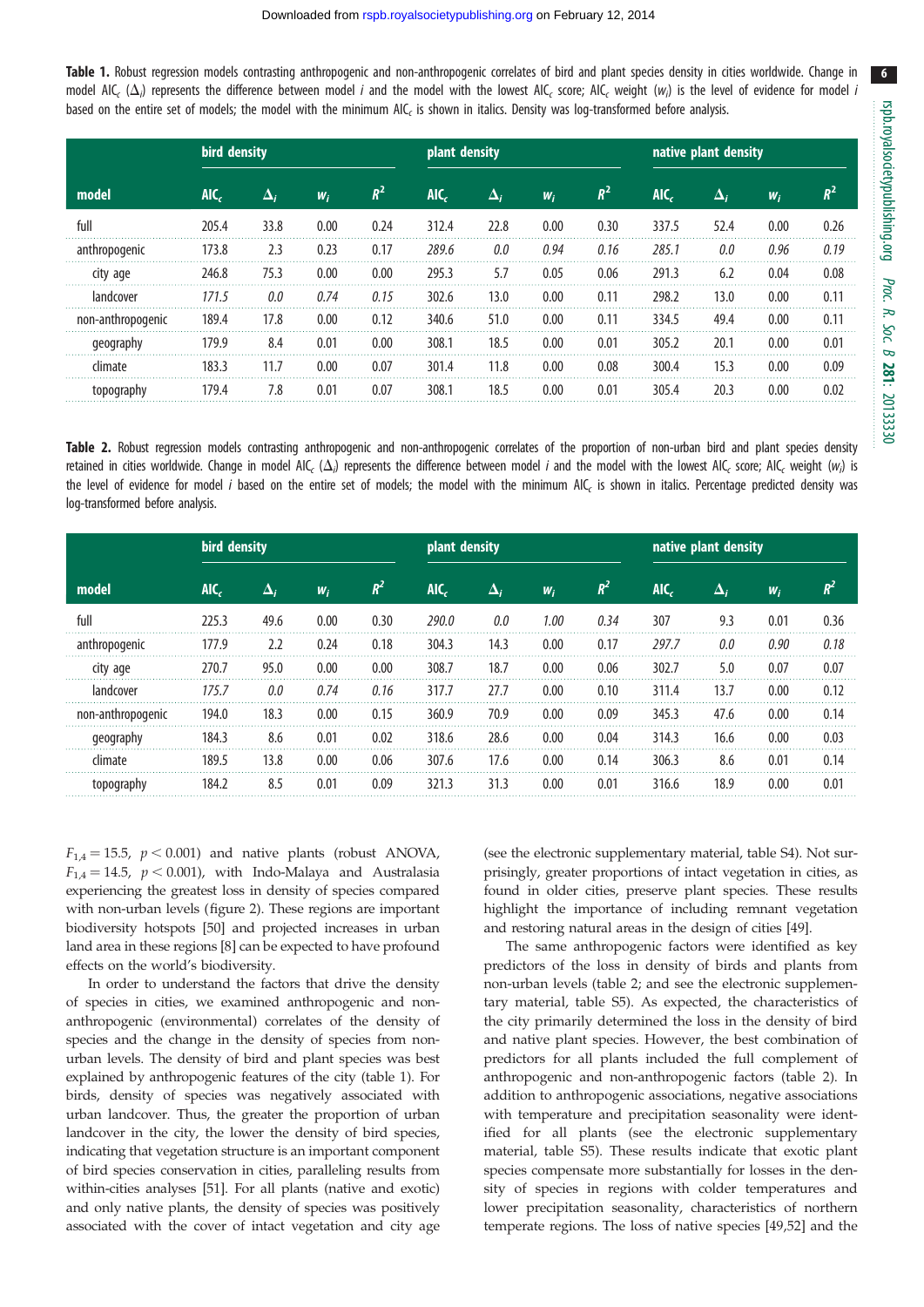**Table 1.** Robust regression models contrasting anthropogenic and non-anthropogenic correlates of bird and plant species density in cities worldwide. Change in model $AIC_c$ ($\Delta_i$) represents the difference between model $i$ and the model with the lowest $AIC_c$ score; $AIC_c$ weight ($w_i$) is the level of evidence for model $i$ based on the entire set of models; the model with the minimum $AIC_c$ is shown in italics. Density was log-transformed before analysis.

| | bird density | | | | plant density | | | | native plant density | | | |
|---|---|---|---|---|---|---|---|---|---|---|---|---|
| model | $AIC_c$ | $\Delta_i$ | $w_i$ | $R^2$ | $AIC_c$ | $\Delta_i$ | $w_i$ | $R^2$ | $AIC_c$ | $\Delta_i$ | $w_i$ | $R^2$ |
| full | 205.4 | 33.8 | 0.00 | 0.24 | 312.4 | 22.8 | 0.00 | 0.30 | 337.5 | 52.4 | 0.00 | 0.26 |
| anthropogenic | 173.8 | 2.3 | 0.23 | 0.17 | *289.6* | *0.0* | *0.94* | *0.16* | *285.1* | *0.0* | *0.96* | *0.19* |
| city age | 246.8 | 75.3 | 0.00 | 0.00 | 295.3 | 5.7 | 0.05 | 0.06 | 291.3 | 6.2 | 0.04 | 0.08 |
| landcover | *171.5* | *0.0* | *0.74* | *0.15* | 302.6 | 13.0 | 0.00 | 0.11 | 298.2 | 13.0 | 0.00 | 0.11 |
| non-anthropogenic | 189.4 | 17.8 | 0.00 | 0.12 | 340.6 | 51.0 | 0.00 | 0.11 | 334.5 | 49.4 | 0.00 | 0.11 |
| geography | 179.9 | 8.4 | 0.01 | 0.00 | 308.1 | 18.5 | 0.00 | 0.01 | 305.2 | 20.1 | 0.00 | 0.01 |
| climate | 183.3 | 11.7 | 0.00 | 0.07 | 301.4 | 11.8 | 0.00 | 0.08 | 300.4 | 15.3 | 0.00 | 0.09 |
| topography | 179.4 | 7.8 | 0.01 | 0.07 | 308.1 | 18.5 | 0.00 | 0.01 | 305.4 | 20.3 | 0.00 | 0.02 |

**Table 2.** Robust regression models contrasting anthropogenic and non-anthropogenic correlates of the proportion of non-urban bird and plant species density retained in cities worldwide. Change in model $AIC_c$ ($\Delta_i$) represents the difference between model $i$ and the model with the lowest $AIC_c$ score; $AIC_c$ weight ($w_i$) is the level of evidence for model $i$ based on the entire set of models; the model with the minimum $AIC_c$ is shown in italics. Percentage predicted density was log-transformed before analysis.

| | bird density | | | | plant density | | | | native plant density | | | |
|---|---|---|---|---|---|---|---|---|---|---|---|---|
| model | $AIC_c$ | $\Delta_i$ | $w_i$ | $R^2$ | $AIC_c$ | $\Delta_i$ | $w_i$ | $R^2$ | $AIC_c$ | $\Delta_i$ | $w_i$ | $R^2$ |
| full | 225.3 | 49.6 | 0.00 | 0.30 | *290.0* | *0.0* | *1.00* | *0.34* | 307 | 9.3 | 0.01 | 0.36 |
| anthropogenic | 177.9 | 2.2 | 0.24 | 0.18 | 304.3 | 14.3 | 0.00 | 0.17 | *297.7* | *0.0* | *0.90* | *0.18* |
| city age | 270.7 | 95.0 | 0.00 | 0.00 | 308.7 | 18.7 | 0.00 | 0.06 | 302.7 | 5.0 | 0.07 | 0.07 |
| landcover | *175.7* | *0.0* | *0.74* | *0.16* | 317.7 | 27.7 | 0.00 | 0.10 | 311.4 | 13.7 | 0.00 | 0.12 |
| non-anthropogenic | 194.0 | 18.3 | 0.00 | 0.15 | 360.9 | 70.9 | 0.00 | 0.09 | 345.3 | 47.6 | 0.00 | 0.14 |
| geography | 184.3 | 8.6 | 0.01 | 0.02 | 318.6 | 28.6 | 0.00 | 0.04 | 314.3 | 16.6 | 0.00 | 0.03 |
| climate | 189.5 | 13.8 | 0.00 | 0.06 | 307.6 | 17.6 | 0.00 | 0.14 | 306.3 | 8.6 | 0.01 | 0.14 |
| topography | 184.2 | 8.5 | 0.01 | 0.09 | 321.3 | 31.3 | 0.00 | 0.01 | 316.6 | 18.9 | 0.00 | 0.01 |

$F_{1,4} = 15.5$, $p < 0.001$) and native plants (robust ANOVA, $F_{1,4} = 14.5$, $p < 0.001$), with Indo-Malaya and Australasia experiencing the greatest loss in density of species compared with non-urban levels (figure 2). These regions are important biodiversity hotspots [50] and projected increases in urban land area in these regions [8] can be expected to have profound effects on the world's biodiversity.

In order to understand the factors that drive the density of species in cities, we examined anthropogenic and non-anthropogenic (environmental) correlates of the density of species and the change in the density of species from non-urban levels. The density of bird and plant species was best explained by anthropogenic features of the city (table 1). For birds, density of species was negatively associated with urban landcover. Thus, the greater the proportion of urban landcover in the city, the lower the density of bird species, indicating that vegetation structure is an important component of bird species conservation in cities, paralleling results from within-cities analyses [51]. For all plants (native and exotic) and only native plants, the density of species was positively associated with the cover of intact vegetation and city age (see the electronic supplementary material, table S4). Not surprisingly, greater proportions of intact vegetation in cities, as found in older cities, preserve plant species. These results highlight the importance of including remnant vegetation and restoring natural areas in the design of cities [49].

The same anthropogenic factors were identified as key predictors of the loss in density of birds and plants from non-urban levels (table 2; and see the electronic supplementary material, table S5). As expected, the characteristics of the city primarily determined the loss in the density of bird and native plant species. However, the best combination of predictors for all plants included the full complement of anthropogenic and non-anthropogenic factors (table 2). In addition to anthropogenic associations, negative associations with temperature and precipitation seasonality were identified for all plants (see the electronic supplementary material, table S5). These results indicate that exotic plant species compensate more substantially for losses in the density of species in regions with colder temperatures and lower precipitation seasonality, characteristics of northern temperate regions. The loss of native species [49,52] and the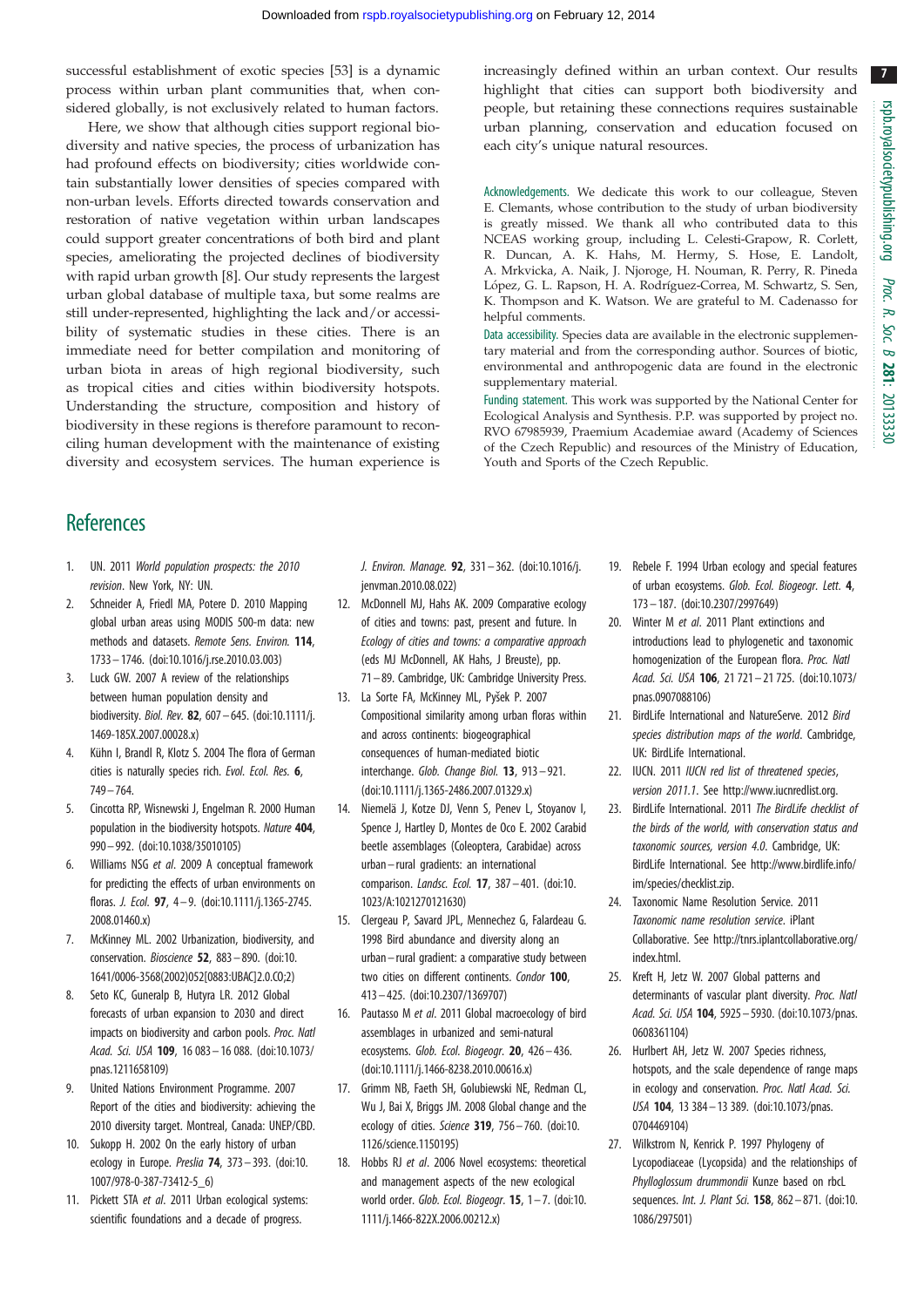successful establishment of exotic species [53] is a dynamic process within urban plant communities that, when considered globally, is not exclusively related to human factors.

Here, we show that although cities support regional biodiversity and native species, the process of urbanization has had profound effects on biodiversity; cities worldwide contain substantially lower densities of species compared with non-urban levels. Efforts directed towards conservation and restoration of native vegetation within urban landscapes could support greater concentrations of both bird and plant species, ameliorating the projected declines of biodiversity with rapid urban growth [8]. Our study represents the largest urban global database of multiple taxa, but some realms are still under-represented, highlighting the lack and/or accessibility of systematic studies in these cities. There is an immediate need for better compilation and monitoring of urban biota in areas of high regional biodiversity, such as tropical cities and cities within biodiversity hotspots. Understanding the structure, composition and history of biodiversity in these regions is therefore paramount to reconciling human development with the maintenance of existing diversity and ecosystem services. The human experience is increasingly defined within an urban context. Our results highlight that cities can support both biodiversity and people, but retaining these connections requires sustainable urban planning, conservation and education focused on each city's unique natural resources.

Acknowledgements. We dedicate this work to our colleague, Steven E. Clemants, whose contribution to the study of urban biodiversity is greatly missed. We thank all who contributed data to this NCEAS working group, including L. Celesti-Grapow, R. Corlett, R. Duncan, A. K. Hahs, M. Hermy, S. Hose, E. Landolt, A. Mrkvicka, A. Naik, J. Njoroge, H. Nouman, R. Perry, R. Pineda López, G. L. Rapson, H. A. Rodríguez-Correa, M. Schwartz, S. Sen, K. Thompson and K. Watson. We are grateful to M. Cadenasso for helpful comments.

Data accessibility. Species data are available in the electronic supplementary material and from the corresponding author. Sources of biotic, environmental and anthropogenic data are found in the electronic supplementary material.

Funding statement. This work was supported by the National Center for Ecological Analysis and Synthesis. P.P. was supported by project no. RVO 67985939, Praemium Academiae award (Academy of Sciences of the Czech Republic) and resources of the Ministry of Education, Youth and Sports of the Czech Republic.

## References

1. UN. 2011 *World population prospects: the 2010 revision*. New York, NY: UN.
2. Schneider A, Friedl MA, Potere D. 2010 Mapping global urban areas using MODIS 500-m data: new methods and datasets. *Remote Sens. Environ.* **114**, 1733–1746. (doi:10.1016/j.rse.2010.03.003)
3. Luck GW. 2007 A review of the relationships between human population density and biodiversity. *Biol. Rev.* **82**, 607–645. (doi:10.1111/j.1469-185X.2007.00028.x)
4. Kühn I, Brandl R, Klotz S. 2004 The flora of German cities is naturally species rich. *Evol. Ecol. Res.* **6**, 749–764.
5. Cincotta RP, Wisnewski J, Engelman R. 2000 Human population in the biodiversity hotspots. *Nature* **404**, 990–992. (doi:10.1038/35010105)
6. Williams NSG *et al*. 2009 A conceptual framework for predicting the effects of urban environments on floras. *J. Ecol.* **97**, 4–9. (doi:10.1111/j.1365-2745.2008.01460.x)
7. McKinney ML. 2002 Urbanization, biodiversity, and conservation. *Bioscience* **52**, 883–890. (doi:10.1641/0006-3568(2002)052[0883:UBAC]2.0.CO;2)
8. Seto KC, Guneralp B, Hutyra LR. 2012 Global forecasts of urban expansion to 2030 and direct impacts on biodiversity and carbon pools. *Proc. Natl Acad. Sci. USA* **109**, 16 083–16 088. (doi:10.1073/pnas.1211658109)
9. United Nations Environment Programme. 2007 Report of the cities and biodiversity: achieving the 2010 diversity target. Montreal, Canada: UNEP/CBD.
10. Sukopp H. 2002 On the early history of urban ecology in Europe. *Preslia* **74**, 373–393. (doi:10.1007/978-0-387-73412-5_6)
11. Pickett STA *et al*. 2011 Urban ecological systems: scientific foundations and a decade of progress. *J. Environ. Manage.* **92**, 331–362. (doi:10.1016/j.jenvman.2010.08.022)
12. McDonnell MJ, Hahs AK. 2009 Comparative ecology of cities and towns: past, present and future. In *Ecology of cities and towns: a comparative approach* (eds MJ McDonnell, AK Hahs, J Breuste), pp. 71–89. Cambridge, UK: Cambridge University Press.
13. La Sorte FA, McKinney ML, Pyšek P. 2007 Compositional similarity among urban floras within and across continents: biogeographical consequences of human-mediated biotic interchange. *Glob. Change Biol.* **13**, 913–921. (doi:10.1111/j.1365-2486.2007.01329.x)
14. Niemelä J, Kotze DJ, Venn S, Penev L, Stoyanov I, Spence J, Hartley D, Montes de Oco E. 2002 Carabid beetle assemblages (Coleoptera, Carabidae) across urban–rural gradients: an international comparison. *Landsc. Ecol.* **17**, 387–401. (doi:10.1023/A:1021270121630)
15. Clergeau P, Savard JPL, Mennechez G, Falardeau G. 1998 Bird abundance and diversity along an urban–rural gradient: a comparative study between two cities on different continents. *Condor* **100**, 413–425. (doi:10.2307/1369707)
16. Pautasso M *et al*. 2011 Global macroecology of bird assemblages in urbanized and semi-natural ecosystems. *Glob. Ecol. Biogeogr.* **20**, 426–436. (doi:10.1111/j.1466-8238.2010.00616.x)
17. Grimm NB, Faeth SH, Golubiewski NE, Redman CL, Wu J, Bai X, Briggs JM. 2008 Global change and the ecology of cities. *Science* **319**, 756–760. (doi:10.1126/science.1150195)
18. Hobbs RJ *et al*. 2006 Novel ecosystems: theoretical and management aspects of the new ecological world order. *Glob. Ecol. Biogeogr.* **15**, 1–7. (doi:10.1111/j.1466-822X.2006.00212.x)
19. Rebele F. 1994 Urban ecology and special features of urban ecosystems. *Glob. Ecol. Biogeogr. Lett.* **4**, 173–187. (doi:10.2307/2997649)
20. Winter M *et al*. 2011 Plant extinctions and introductions lead to phylogenetic and taxonomic homogenization of the European flora. *Proc. Natl Acad. Sci. USA* **106**, 21 721–21 725. (doi:10.1073/pnas.0907088106)
21. BirdLife International and NatureServe. 2012 *Bird species distribution maps of the world*. Cambridge, UK: BirdLife International.
22. IUCN. 2011 *IUCN red list of threatened species, version 2011.1*. See http://www.iucnredlist.org.
23. BirdLife International. 2011 *The BirdLife checklist of the birds of the world, with conservation status and taxonomic sources, version 4.0*. Cambridge, UK: BirdLife International. See http://www.birdlife.info/im/species/checklist.zip.
24. Taxonomic Name Resolution Service. 2011 *Taxonomic name resolution service*. iPlant Collaborative. See http://tnrs.iplantcollaborative.org/index.html.
25. Kreft H, Jetz W. 2007 Global patterns and determinants of vascular plant diversity. *Proc. Natl Acad. Sci. USA* **104**, 5925–5930. (doi:10.1073/pnas.0608361104)
26. Hurlbert AH, Jetz W. 2007 Species richness, hotspots, and the scale dependence of range maps in ecology and conservation. *Proc. Natl Acad. Sci. USA* **104**, 13 384–13 389. (doi:10.1073/pnas.0704469104)
27. Wilkstrom N, Kenrick P. 1997 Phylogeny of Lycopodiaceae (Lycopsida) and the relationships of *Phylloglossum drummondii* Kunze based on rbcL sequences. *Int. J. Plant Sci.* **158**, 862–871. (doi:10.1086/297501)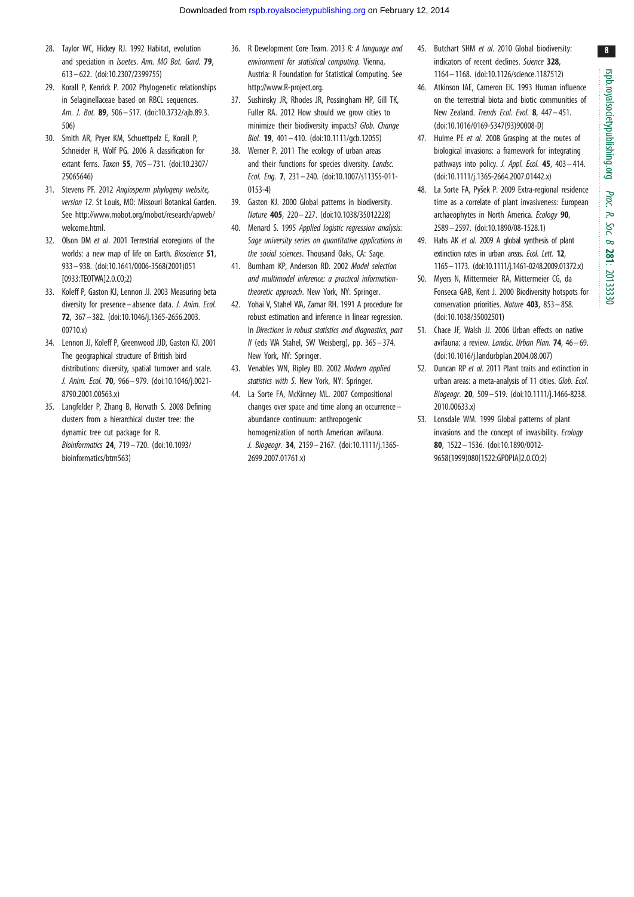28. Taylor WC, Hickey RJ. 1992 Habitat, evolution and speciation in *Isoetes*. *Ann. MO Bot. Gard.* **79**, 613–622. (doi:10.2307/2399755)
29. Korall P, Kenrick P. 2002 Phylogenetic relationships in Selaginellaceae based on RBCL sequences. *Am. J. Bot.* **89**, 506–517. (doi:10.3732/ajb.89.3.506)
30. Smith AR, Pryer KM, Schuettpelz E, Korall P, Schneider H, Wolf PG. 2006 A classification for extant ferns. *Taxon* **55**, 705–731. (doi:10.2307/25065646)
31. Stevens PF. 2012 *Angiosperm phylogeny website, version 12*. St Louis, MO: Missouri Botanical Garden. See http://www.mobot.org/mobot/research/apweb/welcome.html.
32. Olson DM *et al*. 2001 Terrestrial ecoregions of the worlds: a new map of life on Earth. *Bioscience* **51**, 933–938. (doi:10.1641/0006-3568(2001)051[0933:TEOTWA]2.0.CO;2)
33. Koleff P, Gaston KJ, Lennon JJ. 2003 Measuring beta diversity for presence–absence data. *J. Anim. Ecol.* **72**, 367–382. (doi:10.1046/j.1365-2656.2003.00710.x)
34. Lennon JJ, Koleff P, Greenwood JJD, Gaston KJ. 2001 The geographical structure of British bird distributions: diversity, spatial turnover and scale. *J. Anim. Ecol.* **70**, 966–979. (doi:10.1046/j.0021-8790.2001.00563.x)
35. Langfelder P, Zhang B, Horvath S. 2008 Defining clusters from a hierarchical cluster tree: the dynamic tree cut package for R. *Bioinformatics* **24**, 719–720. (doi:10.1093/bioinformatics/btm563)
36. R Development Core Team. 2013 *R: A language and environment for statistical computing*. Vienna, Austria: R Foundation for Statistical Computing. See http://www.R-project.org.
37. Sushinsky JR, Rhodes JR, Possingham HP, Gill TK, Fuller RA. 2012 How should we grow cities to minimize their biodiversity impacts? *Glob. Change Biol.* **19**, 401–410. (doi:10.1111/gcb.12055)
38. Werner P. 2011 The ecology of urban areas and their functions for species diversity. *Landsc. Ecol. Eng.* **7**, 231–240. (doi:10.1007/s11355-011-0153-4)
39. Gaston KJ. 2000 Global patterns in biodiversity. *Nature* **405**, 220–227. (doi:10.1038/35012228)
40. Menard S. 1995 *Applied logistic regression analysis: Sage university series on quantitative applications in the social sciences*. Thousand Oaks, CA: Sage.
41. Burnham KP, Anderson RD. 2002 *Model selection and multimodel inference: a practical information-theoretic approach*. New York, NY: Springer.
42. Yohai V, Stahel WA, Zamar RH. 1991 A procedure for robust estimation and inference in linear regression. In *Directions in robust statistics and diagnostics, part II* (eds WA Stahel, SW Weisberg), pp. 365–374. New York, NY: Springer.
43. Venables WN, Ripley BD. 2002 *Modern applied statistics with S*. New York, NY: Springer.
44. La Sorte FA, McKinney ML. 2007 Compositional changes over space and time along an occurrence–abundance continuum: anthropogenic homogenization of north American avifauna. *J. Biogeogr.* **34**, 2159–2167. (doi:10.1111/j.1365-2699.2007.01761.x)
45. Butchart SHM *et al*. 2010 Global biodiversity: indicators of recent declines. *Science* **328**, 1164–1168. (doi:10.1126/science.1187512)
46. Atkinson IAE, Cameron EK. 1993 Human influence on the terrestrial biota and biotic communities of New Zealand. *Trends Ecol. Evol.* **8**, 447–451. (doi:10.1016/0169-5347(93)90008-D)
47. Hulme PE *et al*. 2008 Grasping at the routes of biological invasions: a framework for integrating pathways into policy. *J. Appl. Ecol.* **45**, 403–414. (doi:10.1111/j.1365-2664.2007.01442.x)
48. La Sorte FA, Pyšek P. 2009 Extra-regional residence time as a correlate of plant invasiveness: European archaeophytes in North America. *Ecology* **90**, 2589–2597. (doi:10.1890/08-1528.1)
49. Hahs AK *et al*. 2009 A global synthesis of plant extinction rates in urban areas. *Ecol. Lett.* **12**, 1165–1173. (doi:10.1111/j.1461-0248.2009.01372.x)
50. Myers N, Mittermeier RA, Mittermeier CG, da Fonseca GAB, Kent J. 2000 Biodiversity hotspots for conservation priorities. *Nature* **403**, 853–858. (doi:10.1038/35002501)
51. Chace JF, Walsh JJ. 2006 Urban effects on native avifauna: a review. *Landsc. Urban Plan.* **74**, 46–69. (doi:10.1016/j.landurbplan.2004.08.007)
52. Duncan RP *et al*. 2011 Plant traits and extinction in urban areas: a meta-analysis of 11 cities. *Glob. Ecol. Biogeogr.* **20**, 509–519. (doi:10.1111/j.1466-8238.2010.00633.x)
53. Lonsdale WM. 1999 Global patterns of plant invasions and the concept of invasibility. *Ecology* **80**, 1522–1536. (doi:10.1890/0012-9658(1999)080[1522:GPOPIA]2.0.CO;2)